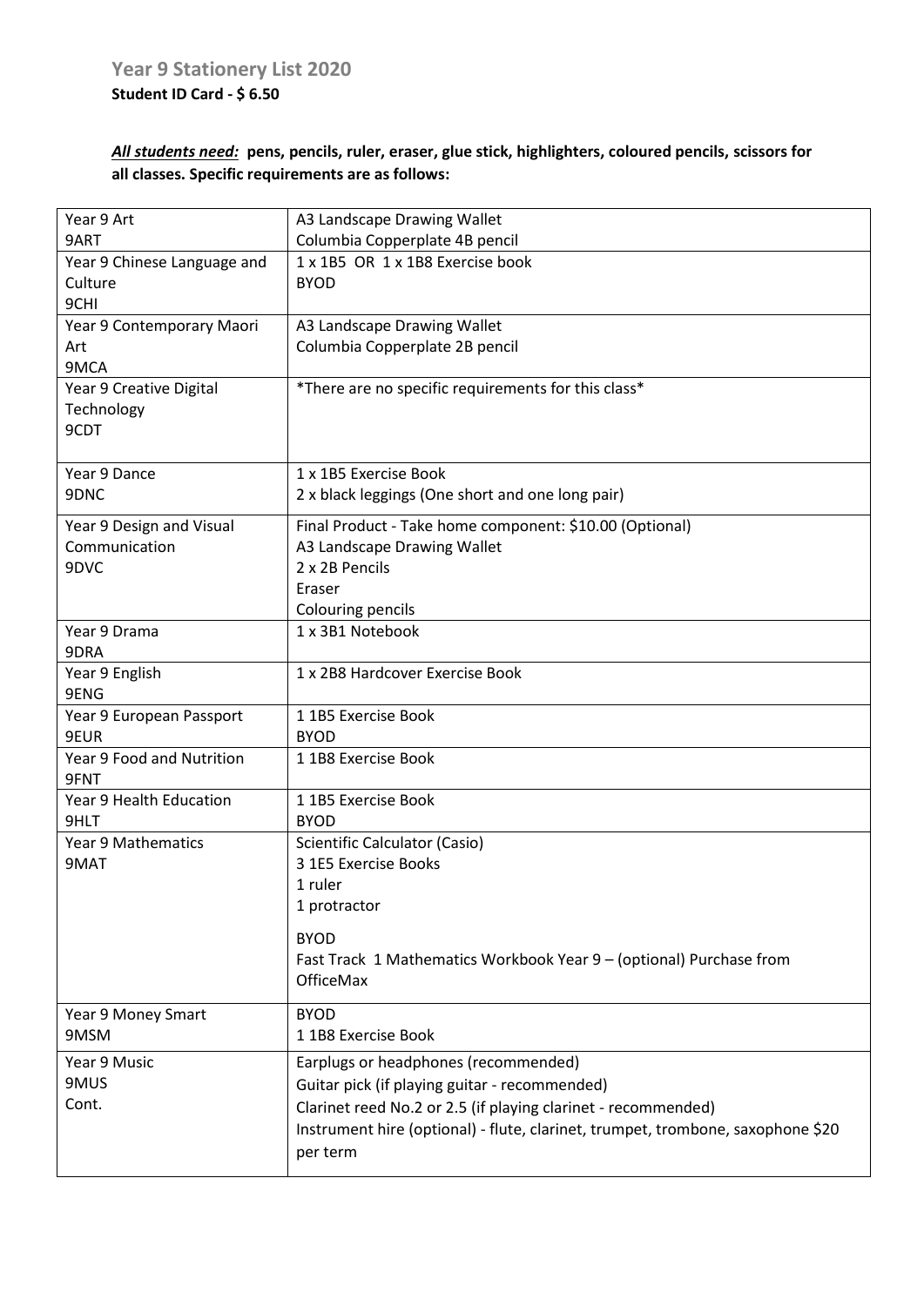## Year 9 Stationery List 2020

**Student ID Card - $ 6.50**

***All students need:*** **pens, pencils, ruler, eraser, glue stick, highlighters, coloured pencils, scissors for all classes. Specific requirements are as follows:**

| | |
|---|---|
| Year 9 Art<br>9ART | A3 Landscape Drawing Wallet<br>Columbia Copperplate 4B pencil |
| Year 9 Chinese Language and Culture<br>9CHI | 1 x 1B5 OR 1 x 1B8 Exercise book<br>BYOD |
| Year 9 Contemporary Maori Art<br>9MCA | A3 Landscape Drawing Wallet<br>Columbia Copperplate 2B pencil |
| Year 9 Creative Digital Technology<br>9CDT | *There are no specific requirements for this class* |
| Year 9 Dance<br>9DNC | 1 x 1B5 Exercise Book<br>2 x black leggings (One short and one long pair) |
| Year 9 Design and Visual Communication<br>9DVC | Final Product - Take home component: $10.00 (Optional)<br>A3 Landscape Drawing Wallet<br>2 x 2B Pencils<br>Eraser<br>Colouring pencils |
| Year 9 Drama<br>9DRA | 1 x 3B1 Notebook |
| Year 9 English<br>9ENG | 1 x 2B8 Hardcover Exercise Book |
| Year 9 European Passport<br>9EUR | 1 1B5 Exercise Book<br>BYOD |
| Year 9 Food and Nutrition<br>9FNT | 1 1B8 Exercise Book |
| Year 9 Health Education<br>9HLT | 1 1B5 Exercise Book<br>BYOD |
| Year 9 Mathematics<br>9MAT | Scientific Calculator (Casio)<br>3 1E5 Exercise Books<br>1 ruler<br>1 protractor<br><br>BYOD<br>Fast Track 1 Mathematics Workbook Year 9 – (optional) Purchase from OfficeMax |
| Year 9 Money Smart<br>9MSM | BYOD<br>1 1B8 Exercise Book |
| Year 9 Music<br>9MUS<br>Cont. | Earplugs or headphones (recommended)<br>Guitar pick (if playing guitar - recommended)<br>Clarinet reed No.2 or 2.5 (if playing clarinet - recommended)<br>Instrument hire (optional) - flute, clarinet, trumpet, trombone, saxophone $20 per term |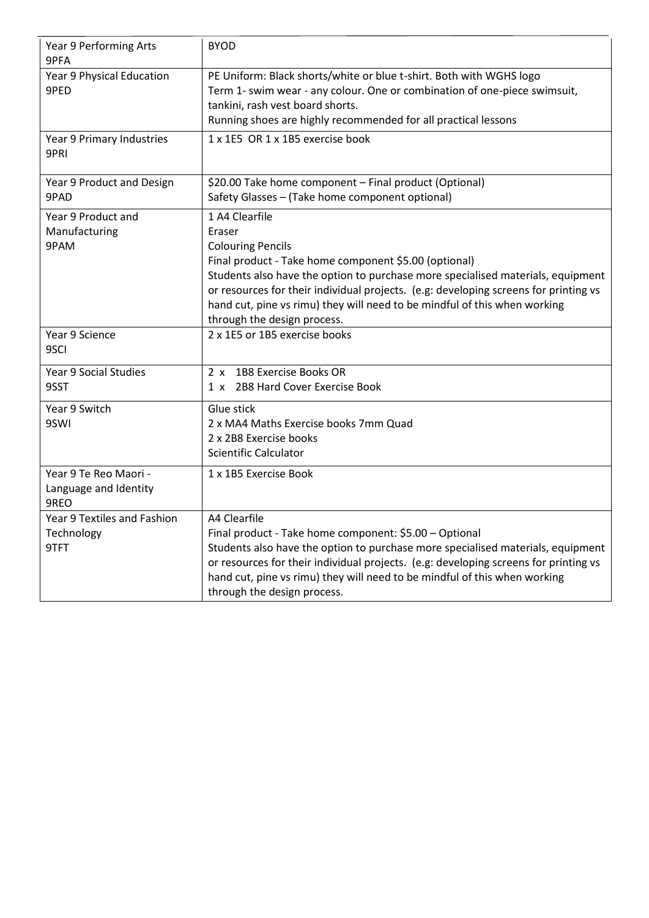| | |
|---|---|
| Year 9 Performing Arts<br>9PFA | BYOD |
| Year 9 Physical Education<br>9PED | PE Uniform: Black shorts/white or blue t-shirt. Both with WGHS logo<br>Term 1- swim wear - any colour. One or combination of one-piece swimsuit, tankini, rash vest board shorts.<br>Running shoes are highly recommended for all practical lessons |
| Year 9 Primary Industries<br>9PRI | 1 x 1E5 OR 1 x 1B5 exercise book |
| Year 9 Product and Design<br>9PAD | $20.00 Take home component – Final product (Optional)<br>Safety Glasses – (Take home component optional) |
| Year 9 Product and Manufacturing<br>9PAM | 1 A4 Clearfile<br>Eraser<br>Colouring Pencils<br>Final product - Take home component $5.00 (optional)<br>Students also have the option to purchase more specialised materials, equipment or resources for their individual projects. (e.g: developing screens for printing vs hand cut, pine vs rimu) they will need to be mindful of this when working through the design process. |
| Year 9 Science<br>9SCI | 2 x 1E5 or 1B5 exercise books |
| Year 9 Social Studies<br>9SST | 2 x 1B8 Exercise Books OR<br>1 x 2B8 Hard Cover Exercise Book |
| Year 9 Switch<br>9SWI | Glue stick<br>2 x MA4 Maths Exercise books 7mm Quad<br>2 x 2B8 Exercise books<br>Scientific Calculator |
| Year 9 Te Reo Maori - Language and Identity<br>9REO | 1 x 1B5 Exercise Book |
| Year 9 Textiles and Fashion Technology<br>9TFT | A4 Clearfile<br>Final product - Take home component: $5.00 – Optional<br>Students also have the option to purchase more specialised materials, equipment or resources for their individual projects. (e.g: developing screens for printing vs hand cut, pine vs rimu) they will need to be mindful of this when working through the design process. |